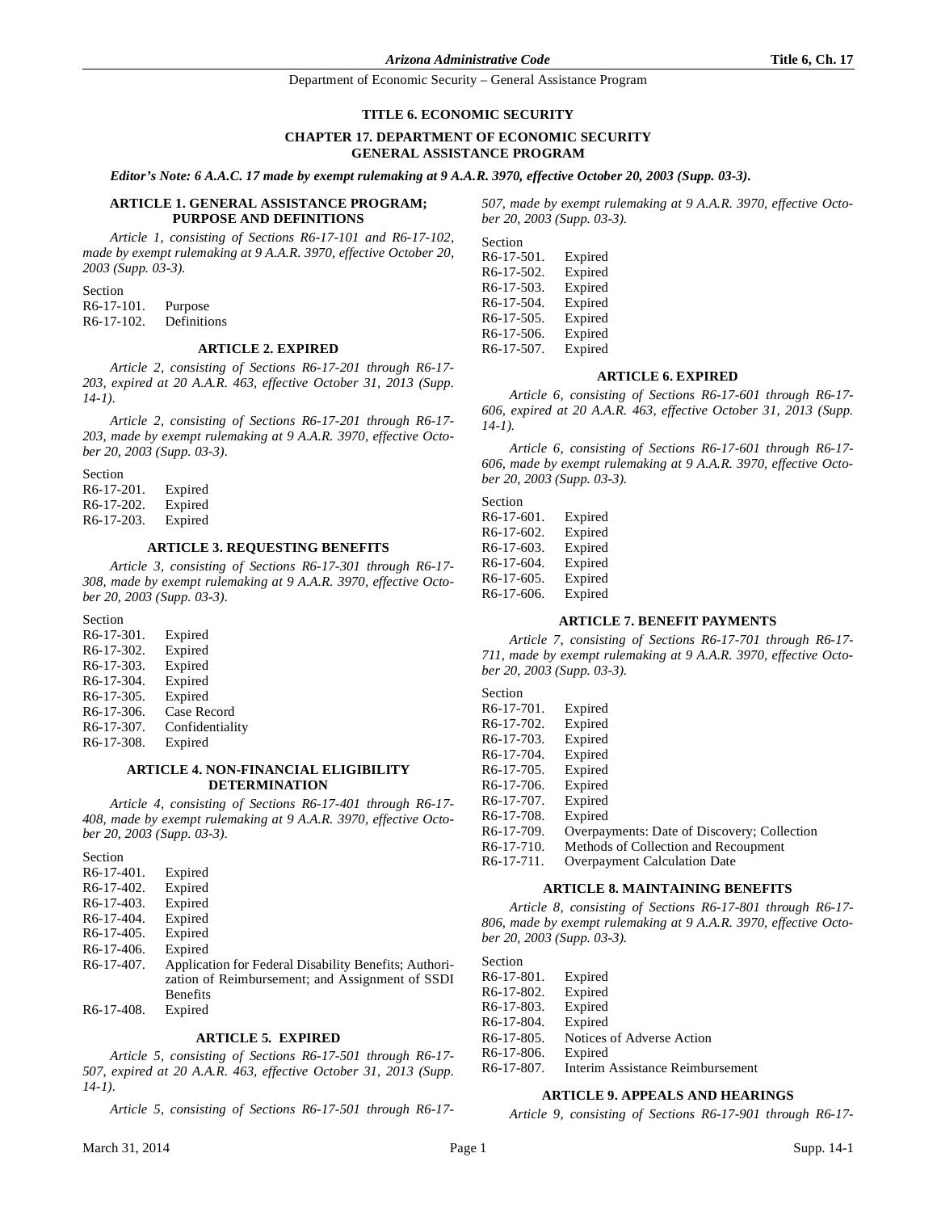# TITLE 6. ECONOMIC SECURITY

## CHAPTER 17. DEPARTMENT OF ECONOMIC SECURITY GENERAL ASSISTANCE PROGRAM

***Editor's Note: 6 A.A.C. 17 made by exempt rulemaking at 9 A.A.R. 3970, effective October 20, 2003 (Supp. 03-3).***

### ARTICLE 1. GENERAL ASSISTANCE PROGRAM; PURPOSE AND DEFINITIONS

*Article 1, consisting of Sections R6-17-101 and R6-17-102, made by exempt rulemaking at 9 A.A.R. 3970, effective October 20, 2003 (Supp. 03-3).*

Section
R6-17-101. Purpose
R6-17-102. Definitions

### ARTICLE 2. EXPIRED

*Article 2, consisting of Sections R6-17-201 through R6-17-203, expired at 20 A.A.R. 463, effective October 31, 2013 (Supp. 14-1).*

*Article 2, consisting of Sections R6-17-201 through R6-17-203, made by exempt rulemaking at 9 A.A.R. 3970, effective October 20, 2003 (Supp. 03-3).*

Section
R6-17-201. Expired
R6-17-202. Expired
R6-17-203. Expired

### ARTICLE 3. REQUESTING BENEFITS

*Article 3, consisting of Sections R6-17-301 through R6-17-308, made by exempt rulemaking at 9 A.A.R. 3970, effective October 20, 2003 (Supp. 03-3).*

Section
R6-17-301. Expired
R6-17-302. Expired
R6-17-303. Expired
R6-17-304. Expired
R6-17-305. Expired
R6-17-306. Case Record
R6-17-307. Confidentiality
R6-17-308. Expired

### ARTICLE 4. NON-FINANCIAL ELIGIBILITY DETERMINATION

*Article 4, consisting of Sections R6-17-401 through R6-17-408, made by exempt rulemaking at 9 A.A.R. 3970, effective October 20, 2003 (Supp. 03-3).*

Section
R6-17-401. Expired
R6-17-402. Expired
R6-17-403. Expired
R6-17-404. Expired
R6-17-405. Expired
R6-17-406. Expired
R6-17-407. Application for Federal Disability Benefits; Authorization of Reimbursement; and Assignment of SSDI Benefits
R6-17-408. Expired

### ARTICLE 5. EXPIRED

*Article 5, consisting of Sections R6-17-501 through R6-17-507, expired at 20 A.A.R. 463, effective October 31, 2013 (Supp. 14-1).*

*Article 5, consisting of Sections R6-17-501 through R6-17-507, made by exempt rulemaking at 9 A.A.R. 3970, effective October 20, 2003 (Supp. 03-3).*

Section
R6-17-501. Expired
R6-17-502. Expired
R6-17-503. Expired
R6-17-504. Expired
R6-17-505. Expired
R6-17-506. Expired
R6-17-507. Expired

### ARTICLE 6. EXPIRED

*Article 6, consisting of Sections R6-17-601 through R6-17-606, expired at 20 A.A.R. 463, effective October 31, 2013 (Supp. 14-1).*

*Article 6, consisting of Sections R6-17-601 through R6-17-606, made by exempt rulemaking at 9 A.A.R. 3970, effective October 20, 2003 (Supp. 03-3).*

Section
R6-17-601. Expired
R6-17-602. Expired
R6-17-603. Expired
R6-17-604. Expired
R6-17-605. Expired
R6-17-606. Expired

### ARTICLE 7. BENEFIT PAYMENTS

*Article 7, consisting of Sections R6-17-701 through R6-17-711, made by exempt rulemaking at 9 A.A.R. 3970, effective October 20, 2003 (Supp. 03-3).*

Section
R6-17-701. Expired
R6-17-702. Expired
R6-17-703. Expired
R6-17-704. Expired
R6-17-705. Expired
R6-17-706. Expired
R6-17-707. Expired
R6-17-708. Expired
R6-17-709. Overpayments: Date of Discovery; Collection
R6-17-710. Methods of Collection and Recoupment
R6-17-711. Overpayment Calculation Date

### ARTICLE 8. MAINTAINING BENEFITS

*Article 8, consisting of Sections R6-17-801 through R6-17-806, made by exempt rulemaking at 9 A.A.R. 3970, effective October 20, 2003 (Supp. 03-3).*

Section
R6-17-801. Expired
R6-17-802. Expired
R6-17-803. Expired
R6-17-804. Expired
R6-17-805. Notices of Adverse Action
R6-17-806. Expired
R6-17-807. Interim Assistance Reimbursement

### ARTICLE 9. APPEALS AND HEARINGS

*Article 9, consisting of Sections R6-17-901 through R6-17-*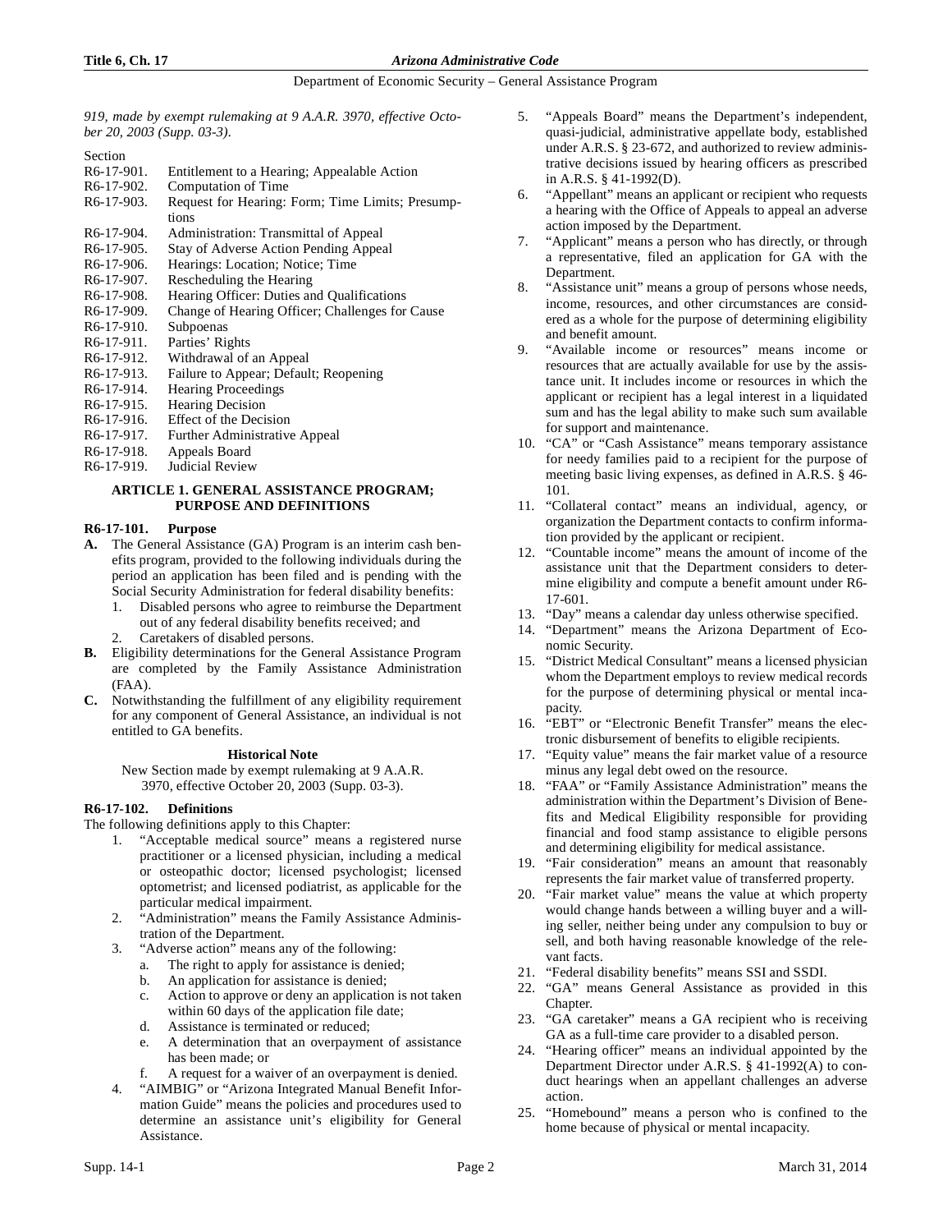*919, made by exempt rulemaking at 9 A.A.R. 3970, effective October 20, 2003 (Supp. 03-3).*

Section
- R6-17-901. Entitlement to a Hearing; Appealable Action
- R6-17-902. Computation of Time
- R6-17-903. Request for Hearing: Form; Time Limits; Presumptions
- R6-17-904. Administration: Transmittal of Appeal
- R6-17-905. Stay of Adverse Action Pending Appeal
- R6-17-906. Hearings: Location; Notice; Time
- R6-17-907. Rescheduling the Hearing
- R6-17-908. Hearing Officer: Duties and Qualifications
- R6-17-909. Change of Hearing Officer; Challenges for Cause
- R6-17-910. Subpoenas
- R6-17-911. Parties' Rights
- R6-17-912. Withdrawal of an Appeal
- R6-17-913. Failure to Appear; Default; Reopening
- R6-17-914. Hearing Proceedings
- R6-17-915. Hearing Decision
- R6-17-916. Effect of the Decision
- R6-17-917. Further Administrative Appeal
- R6-17-918. Appeals Board
- R6-17-919. Judicial Review

## ARTICLE 1. GENERAL ASSISTANCE PROGRAM; PURPOSE AND DEFINITIONS

### R6-17-101. Purpose

**A.** The General Assistance (GA) Program is an interim cash benefits program, provided to the following individuals during the period an application has been filed and is pending with the Social Security Administration for federal disability benefits:
1. Disabled persons who agree to reimburse the Department out of any federal disability benefits received; and
2. Caretakers of disabled persons.

**B.** Eligibility determinations for the General Assistance Program are completed by the Family Assistance Administration (FAA).

**C.** Notwithstanding the fulfillment of any eligibility requirement for any component of General Assistance, an individual is not entitled to GA benefits.

**Historical Note**

New Section made by exempt rulemaking at 9 A.A.R. 3970, effective October 20, 2003 (Supp. 03-3).

### R6-17-102. Definitions

The following definitions apply to this Chapter:

1. "Acceptable medical source" means a registered nurse practitioner or a licensed physician, including a medical or osteopathic doctor; licensed psychologist; licensed optometrist; and licensed podiatrist, as applicable for the particular medical impairment.
2. "Administration" means the Family Assistance Administration of the Department.
3. "Adverse action" means any of the following:
   a. The right to apply for assistance is denied;
   b. An application for assistance is denied;
   c. Action to approve or deny an application is not taken within 60 days of the application file date;
   d. Assistance is terminated or reduced;
   e. A determination that an overpayment of assistance has been made; or
   f. A request for a waiver of an overpayment is denied.
4. "AIMBIG" or "Arizona Integrated Manual Benefit Information Guide" means the policies and procedures used to determine an assistance unit's eligibility for General Assistance.
5. "Appeals Board" means the Department's independent, quasi-judicial, administrative appellate body, established under A.R.S. § 23-672, and authorized to review administrative decisions issued by hearing officers as prescribed in A.R.S. § 41-1992(D).
6. "Appellant" means an applicant or recipient who requests a hearing with the Office of Appeals to appeal an adverse action imposed by the Department.
7. "Applicant" means a person who has directly, or through a representative, filed an application for GA with the Department.
8. "Assistance unit" means a group of persons whose needs, income, resources, and other circumstances are considered as a whole for the purpose of determining eligibility and benefit amount.
9. "Available income or resources" means income or resources that are actually available for use by the assistance unit. It includes income or resources in which the applicant or recipient has a legal interest in a liquidated sum and has the legal ability to make such sum available for support and maintenance.
10. "CA" or "Cash Assistance" means temporary assistance for needy families paid to a recipient for the purpose of meeting basic living expenses, as defined in A.R.S. § 46-101.
11. "Collateral contact" means an individual, agency, or organization the Department contacts to confirm information provided by the applicant or recipient.
12. "Countable income" means the amount of income of the assistance unit that the Department considers to determine eligibility and compute a benefit amount under R6-17-601.
13. "Day" means a calendar day unless otherwise specified.
14. "Department" means the Arizona Department of Economic Security.
15. "District Medical Consultant" means a licensed physician whom the Department employs to review medical records for the purpose of determining physical or mental incapacity.
16. "EBT" or "Electronic Benefit Transfer" means the electronic disbursement of benefits to eligible recipients.
17. "Equity value" means the fair market value of a resource minus any legal debt owed on the resource.
18. "FAA" or "Family Assistance Administration" means the administration within the Department's Division of Benefits and Medical Eligibility responsible for providing financial and food stamp assistance to eligible persons and determining eligibility for medical assistance.
19. "Fair consideration" means an amount that reasonably represents the fair market value of transferred property.
20. "Fair market value" means the value at which property would change hands between a willing buyer and a willing seller, neither being under any compulsion to buy or sell, and both having reasonable knowledge of the relevant facts.
21. "Federal disability benefits" means SSI and SSDI.
22. "GA" means General Assistance as provided in this Chapter.
23. "GA caretaker" means a GA recipient who is receiving GA as a full-time care provider to a disabled person.
24. "Hearing officer" means an individual appointed by the Department Director under A.R.S. § 41-1992(A) to conduct hearings when an appellant challenges an adverse action.
25. "Homebound" means a person who is confined to the home because of physical or mental incapacity.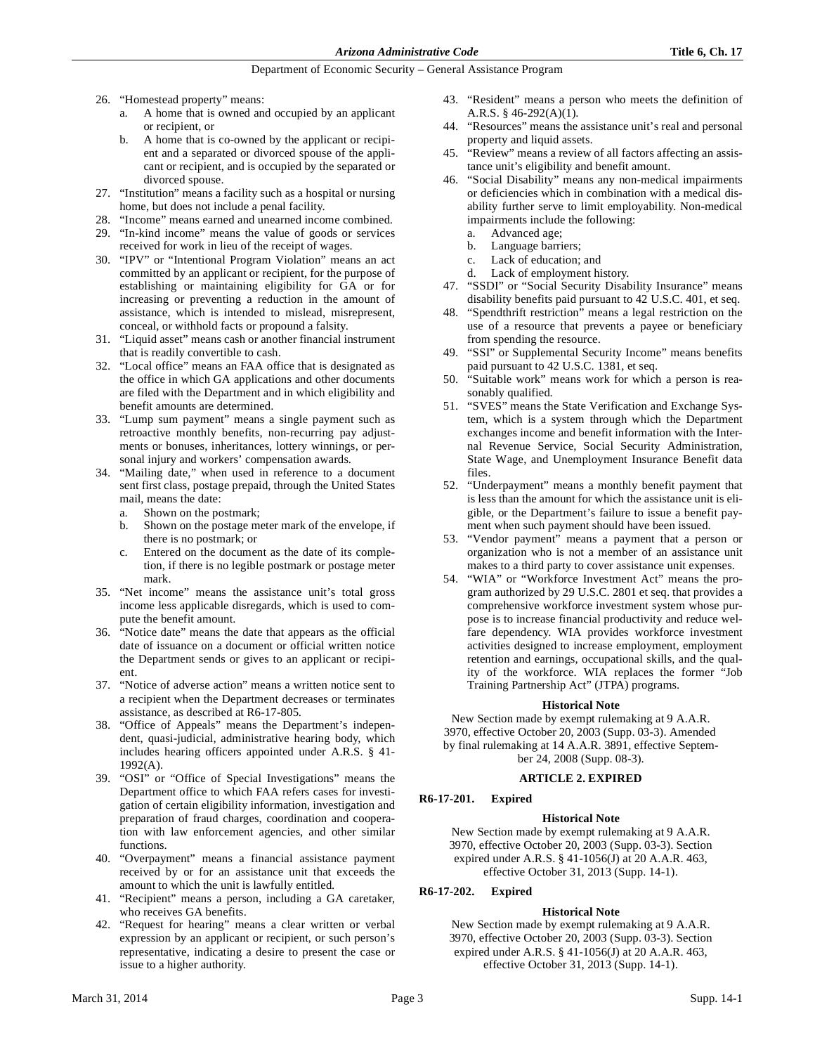26. "Homestead property" means:
    a. A home that is owned and occupied by an applicant or recipient, or
    b. A home that is co-owned by the applicant or recipient and a separated or divorced spouse of the applicant or recipient, and is occupied by the separated or divorced spouse.
27. "Institution" means a facility such as a hospital or nursing home, but does not include a penal facility.
28. "Income" means earned and unearned income combined.
29. "In-kind income" means the value of goods or services received for work in lieu of the receipt of wages.
30. "IPV" or "Intentional Program Violation" means an act committed by an applicant or recipient, for the purpose of establishing or maintaining eligibility for GA or for increasing or preventing a reduction in the amount of assistance, which is intended to mislead, misrepresent, conceal, or withhold facts or propound a falsity.
31. "Liquid asset" means cash or another financial instrument that is readily convertible to cash.
32. "Local office" means an FAA office that is designated as the office in which GA applications and other documents are filed with the Department and in which eligibility and benefit amounts are determined.
33. "Lump sum payment" means a single payment such as retroactive monthly benefits, non-recurring pay adjustments or bonuses, inheritances, lottery winnings, or personal injury and workers' compensation awards.
34. "Mailing date," when used in reference to a document sent first class, postage prepaid, through the United States mail, means the date:
    a. Shown on the postmark;
    b. Shown on the postage meter mark of the envelope, if there is no postmark; or
    c. Entered on the document as the date of its completion, if there is no legible postmark or postage meter mark.
35. "Net income" means the assistance unit's total gross income less applicable disregards, which is used to compute the benefit amount.
36. "Notice date" means the date that appears as the official date of issuance on a document or official written notice the Department sends or gives to an applicant or recipient.
37. "Notice of adverse action" means a written notice sent to a recipient when the Department decreases or terminates assistance, as described at R6-17-805.
38. "Office of Appeals" means the Department's independent, quasi-judicial, administrative hearing body, which includes hearing officers appointed under A.R.S. § 41-1992(A).
39. "OSI" or "Office of Special Investigations" means the Department office to which FAA refers cases for investigation of certain eligibility information, investigation and preparation of fraud charges, coordination and cooperation with law enforcement agencies, and other similar functions.
40. "Overpayment" means a financial assistance payment received by or for an assistance unit that exceeds the amount to which the unit is lawfully entitled.
41. "Recipient" means a person, including a GA caretaker, who receives GA benefits.
42. "Request for hearing" means a clear written or verbal expression by an applicant or recipient, or such person's representative, indicating a desire to present the case or issue to a higher authority.
43. "Resident" means a person who meets the definition of A.R.S. § 46-292(A)(1).
44. "Resources" means the assistance unit's real and personal property and liquid assets.
45. "Review" means a review of all factors affecting an assistance unit's eligibility and benefit amount.
46. "Social Disability" means any non-medical impairments or deficiencies which in combination with a medical disability further serve to limit employability. Non-medical impairments include the following:
    a. Advanced age;
    b. Language barriers;
    c. Lack of education; and
    d. Lack of employment history.
47. "SSDI" or "Social Security Disability Insurance" means disability benefits paid pursuant to 42 U.S.C. 401, et seq.
48. "Spendthrift restriction" means a legal restriction on the use of a resource that prevents a payee or beneficiary from spending the resource.
49. "SSI" or Supplemental Security Income" means benefits paid pursuant to 42 U.S.C. 1381, et seq.
50. "Suitable work" means work for which a person is reasonably qualified.
51. "SVES" means the State Verification and Exchange System, which is a system through which the Department exchanges income and benefit information with the Internal Revenue Service, Social Security Administration, State Wage, and Unemployment Insurance Benefit data files.
52. "Underpayment" means a monthly benefit payment that is less than the amount for which the assistance unit is eligible, or the Department's failure to issue a benefit payment when such payment should have been issued.
53. "Vendor payment" means a payment that a person or organization who is not a member of an assistance unit makes to a third party to cover assistance unit expenses.
54. "WIA" or "Workforce Investment Act" means the program authorized by 29 U.S.C. 2801 et seq. that provides a comprehensive workforce investment system whose purpose is to increase financial productivity and reduce welfare dependency. WIA provides workforce investment activities designed to increase employment, employment retention and earnings, occupational skills, and the quality of the workforce. WIA replaces the former "Job Training Partnership Act" (JTPA) programs.

**Historical Note**

New Section made by exempt rulemaking at 9 A.A.R. 3970, effective October 20, 2003 (Supp. 03-3). Amended by final rulemaking at 14 A.A.R. 3891, effective September 24, 2008 (Supp. 08-3).

## ARTICLE 2. EXPIRED

### R6-17-201. Expired

**Historical Note**

New Section made by exempt rulemaking at 9 A.A.R. 3970, effective October 20, 2003 (Supp. 03-3). Section expired under A.R.S. § 41-1056(J) at 20 A.A.R. 463, effective October 31, 2013 (Supp. 14-1).

### R6-17-202. Expired

**Historical Note**

New Section made by exempt rulemaking at 9 A.A.R. 3970, effective October 20, 2003 (Supp. 03-3). Section expired under A.R.S. § 41-1056(J) at 20 A.A.R. 463, effective October 31, 2013 (Supp. 14-1).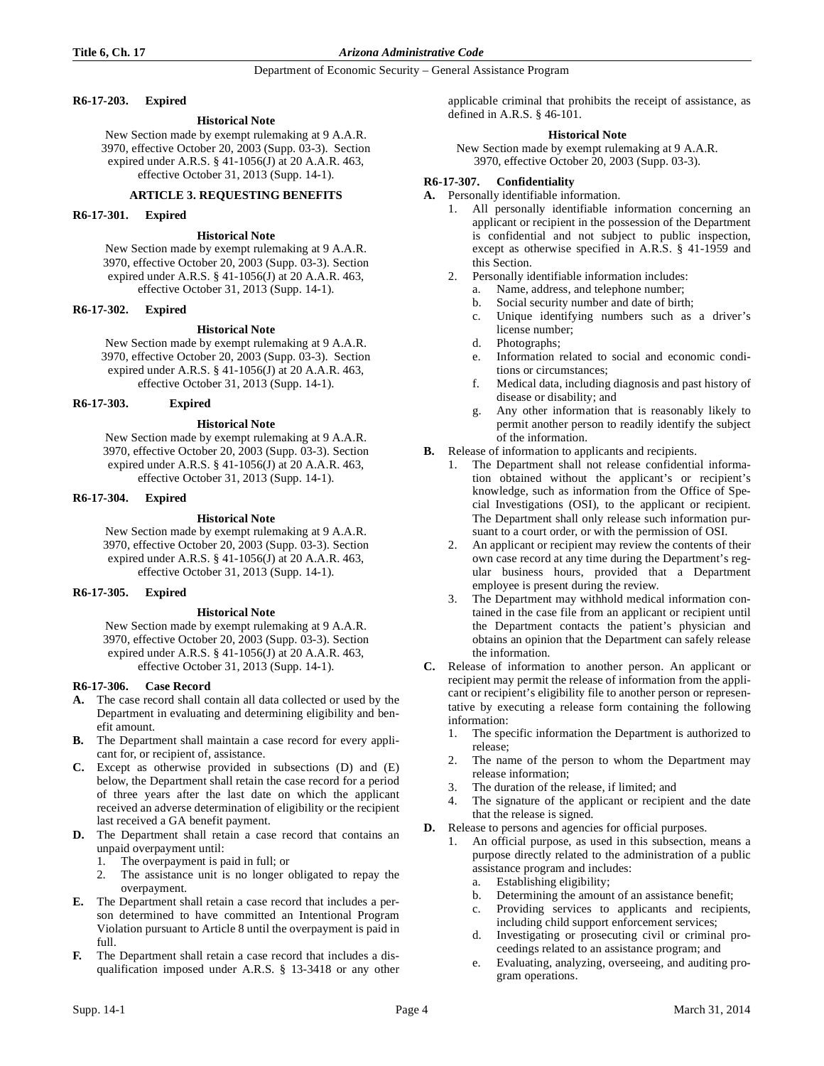**R6-17-203. Expired**

**Historical Note**

New Section made by exempt rulemaking at 9 A.A.R. 3970, effective October 20, 2003 (Supp. 03-3). Section expired under A.R.S. § 41-1056(J) at 20 A.A.R. 463, effective October 31, 2013 (Supp. 14-1).

## ARTICLE 3. REQUESTING BENEFITS

**R6-17-301. Expired**

**Historical Note**

New Section made by exempt rulemaking at 9 A.A.R. 3970, effective October 20, 2003 (Supp. 03-3). Section expired under A.R.S. § 41-1056(J) at 20 A.A.R. 463, effective October 31, 2013 (Supp. 14-1).

**R6-17-302. Expired**

**Historical Note**

New Section made by exempt rulemaking at 9 A.A.R. 3970, effective October 20, 2003 (Supp. 03-3). Section expired under A.R.S. § 41-1056(J) at 20 A.A.R. 463, effective October 31, 2013 (Supp. 14-1).

**R6-17-303. Expired**

**Historical Note**

New Section made by exempt rulemaking at 9 A.A.R. 3970, effective October 20, 2003 (Supp. 03-3). Section expired under A.R.S. § 41-1056(J) at 20 A.A.R. 463, effective October 31, 2013 (Supp. 14-1).

**R6-17-304. Expired**

**Historical Note**

New Section made by exempt rulemaking at 9 A.A.R. 3970, effective October 20, 2003 (Supp. 03-3). Section expired under A.R.S. § 41-1056(J) at 20 A.A.R. 463, effective October 31, 2013 (Supp. 14-1).

**R6-17-305. Expired**

**Historical Note**

New Section made by exempt rulemaking at 9 A.A.R. 3970, effective October 20, 2003 (Supp. 03-3). Section expired under A.R.S. § 41-1056(J) at 20 A.A.R. 463, effective October 31, 2013 (Supp. 14-1).

**R6-17-306. Case Record**

**A.** The case record shall contain all data collected or used by the Department in evaluating and determining eligibility and benefit amount.

**B.** The Department shall maintain a case record for every applicant for, or recipient of, assistance.

**C.** Except as otherwise provided in subsections (D) and (E) below, the Department shall retain the case record for a period of three years after the last date on which the applicant received an adverse determination of eligibility or the recipient last received a GA benefit payment.

**D.** The Department shall retain a case record that contains an unpaid overpayment until:
1. The overpayment is paid in full; or
2. The assistance unit is no longer obligated to repay the overpayment.

**E.** The Department shall retain a case record that includes a person determined to have committed an Intentional Program Violation pursuant to Article 8 until the overpayment is paid in full.

**F.** The Department shall retain a case record that includes a disqualification imposed under A.R.S. § 13-3418 or any other applicable criminal that prohibits the receipt of assistance, as defined in A.R.S. § 46-101.

**Historical Note**

New Section made by exempt rulemaking at 9 A.A.R. 3970, effective October 20, 2003 (Supp. 03-3).

**R6-17-307. Confidentiality**

**A.** Personally identifiable information.
1. All personally identifiable information concerning an applicant or recipient in the possession of the Department is confidential and not subject to public inspection, except as otherwise specified in A.R.S. § 41-1959 and this Section.
2. Personally identifiable information includes:
   a. Name, address, and telephone number;
   b. Social security number and date of birth;
   c. Unique identifying numbers such as a driver's license number;
   d. Photographs;
   e. Information related to social and economic conditions or circumstances;
   f. Medical data, including diagnosis and past history of disease or disability; and
   g. Any other information that is reasonably likely to permit another person to readily identify the subject of the information.

**B.** Release of information to applicants and recipients.
1. The Department shall not release confidential information obtained without the applicant's or recipient's knowledge, such as information from the Office of Special Investigations (OSI), to the applicant or recipient. The Department shall only release such information pursuant to a court order, or with the permission of OSI.
2. An applicant or recipient may review the contents of their own case record at any time during the Department's regular business hours, provided that a Department employee is present during the review.
3. The Department may withhold medical information contained in the case file from an applicant or recipient until the Department contacts the patient's physician and obtains an opinion that the Department can safely release the information.

**C.** Release of information to another person. An applicant or recipient may permit the release of information from the applicant or recipient's eligibility file to another person or representative by executing a release form containing the following information:
1. The specific information the Department is authorized to release;
2. The name of the person to whom the Department may release information;
3. The duration of the release, if limited; and
4. The signature of the applicant or recipient and the date that the release is signed.

**D.** Release to persons and agencies for official purposes.
1. An official purpose, as used in this subsection, means a purpose directly related to the administration of a public assistance program and includes:
   a. Establishing eligibility;
   b. Determining the amount of an assistance benefit;
   c. Providing services to applicants and recipients, including child support enforcement services;
   d. Investigating or prosecuting civil or criminal proceedings related to an assistance program; and
   e. Evaluating, analyzing, overseeing, and auditing program operations.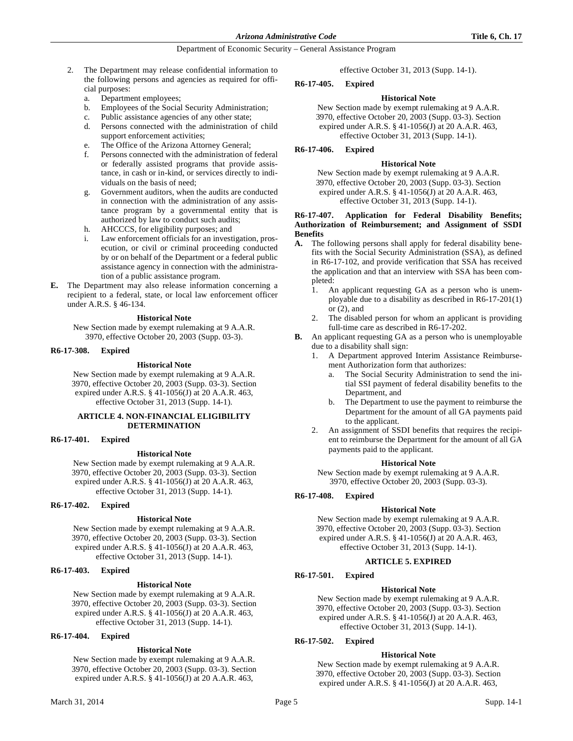2. The Department may release confidential information to the following persons and agencies as required for official purposes:
   a. Department employees;
   b. Employees of the Social Security Administration;
   c. Public assistance agencies of any other state;
   d. Persons connected with the administration of child support enforcement activities;
   e. The Office of the Arizona Attorney General;
   f. Persons connected with the administration of federal or federally assisted programs that provide assistance, in cash or in-kind, or services directly to individuals on the basis of need;
   g. Government auditors, when the audits are conducted in connection with the administration of any assistance program by a governmental entity that is authorized by law to conduct such audits;
   h. AHCCCS, for eligibility purposes; and
   i. Law enforcement officials for an investigation, prosecution, or civil or criminal proceeding conducted by or on behalf of the Department or a federal public assistance agency in connection with the administration of a public assistance program.

**E.** The Department may also release information concerning a recipient to a federal, state, or local law enforcement officer under A.R.S. § 46-134.

**Historical Note**

New Section made by exempt rulemaking at 9 A.A.R. 3970, effective October 20, 2003 (Supp. 03-3).

**R6-17-308. Expired**

**Historical Note**

New Section made by exempt rulemaking at 9 A.A.R. 3970, effective October 20, 2003 (Supp. 03-3). Section expired under A.R.S. § 41-1056(J) at 20 A.A.R. 463, effective October 31, 2013 (Supp. 14-1).

## ARTICLE 4. NON-FINANCIAL ELIGIBILITY DETERMINATION

**R6-17-401. Expired**

**Historical Note**

New Section made by exempt rulemaking at 9 A.A.R. 3970, effective October 20, 2003 (Supp. 03-3). Section expired under A.R.S. § 41-1056(J) at 20 A.A.R. 463, effective October 31, 2013 (Supp. 14-1).

**R6-17-402. Expired**

**Historical Note**

New Section made by exempt rulemaking at 9 A.A.R. 3970, effective October 20, 2003 (Supp. 03-3). Section expired under A.R.S. § 41-1056(J) at 20 A.A.R. 463, effective October 31, 2013 (Supp. 14-1).

**R6-17-403. Expired**

**Historical Note**

New Section made by exempt rulemaking at 9 A.A.R. 3970, effective October 20, 2003 (Supp. 03-3). Section expired under A.R.S. § 41-1056(J) at 20 A.A.R. 463, effective October 31, 2013 (Supp. 14-1).

**R6-17-404. Expired**

**Historical Note**

New Section made by exempt rulemaking at 9 A.A.R. 3970, effective October 20, 2003 (Supp. 03-3). Section expired under A.R.S. § 41-1056(J) at 20 A.A.R. 463, effective October 31, 2013 (Supp. 14-1).

**R6-17-405. Expired**

**Historical Note**

New Section made by exempt rulemaking at 9 A.A.R. 3970, effective October 20, 2003 (Supp. 03-3). Section expired under A.R.S. § 41-1056(J) at 20 A.A.R. 463, effective October 31, 2013 (Supp. 14-1).

**R6-17-406. Expired**

**Historical Note**

New Section made by exempt rulemaking at 9 A.A.R. 3970, effective October 20, 2003 (Supp. 03-3). Section expired under A.R.S. § 41-1056(J) at 20 A.A.R. 463, effective October 31, 2013 (Supp. 14-1).

**R6-17-407. Application for Federal Disability Benefits; Authorization of Reimbursement; and Assignment of SSDI Benefits**

**A.** The following persons shall apply for federal disability benefits with the Social Security Administration (SSA), as defined in R6-17-102, and provide verification that SSA has received the application and that an interview with SSA has been completed:
   1. An applicant requesting GA as a person who is unemployable due to a disability as described in R6-17-201(1) or (2), and
   2. The disabled person for whom an applicant is providing full-time care as described in R6-17-202.

**B.** An applicant requesting GA as a person who is unemployable due to a disability shall sign:
   1. A Department approved Interim Assistance Reimbursement Authorization form that authorizes:
      a. The Social Security Administration to send the initial SSI payment of federal disability benefits to the Department, and
      b. The Department to use the payment to reimburse the Department for the amount of all GA payments paid to the applicant.
   2. An assignment of SSDI benefits that requires the recipient to reimburse the Department for the amount of all GA payments paid to the applicant.

**Historical Note**

New Section made by exempt rulemaking at 9 A.A.R. 3970, effective October 20, 2003 (Supp. 03-3).

**R6-17-408. Expired**

**Historical Note**

New Section made by exempt rulemaking at 9 A.A.R. 3970, effective October 20, 2003 (Supp. 03-3). Section expired under A.R.S. § 41-1056(J) at 20 A.A.R. 463, effective October 31, 2013 (Supp. 14-1).

## ARTICLE 5. EXPIRED

**R6-17-501. Expired**

**Historical Note**

New Section made by exempt rulemaking at 9 A.A.R. 3970, effective October 20, 2003 (Supp. 03-3). Section expired under A.R.S. § 41-1056(J) at 20 A.A.R. 463, effective October 31, 2013 (Supp. 14-1).

**R6-17-502. Expired**

**Historical Note**

New Section made by exempt rulemaking at 9 A.A.R. 3970, effective October 20, 2003 (Supp. 03-3). Section expired under A.R.S. § 41-1056(J) at 20 A.A.R. 463,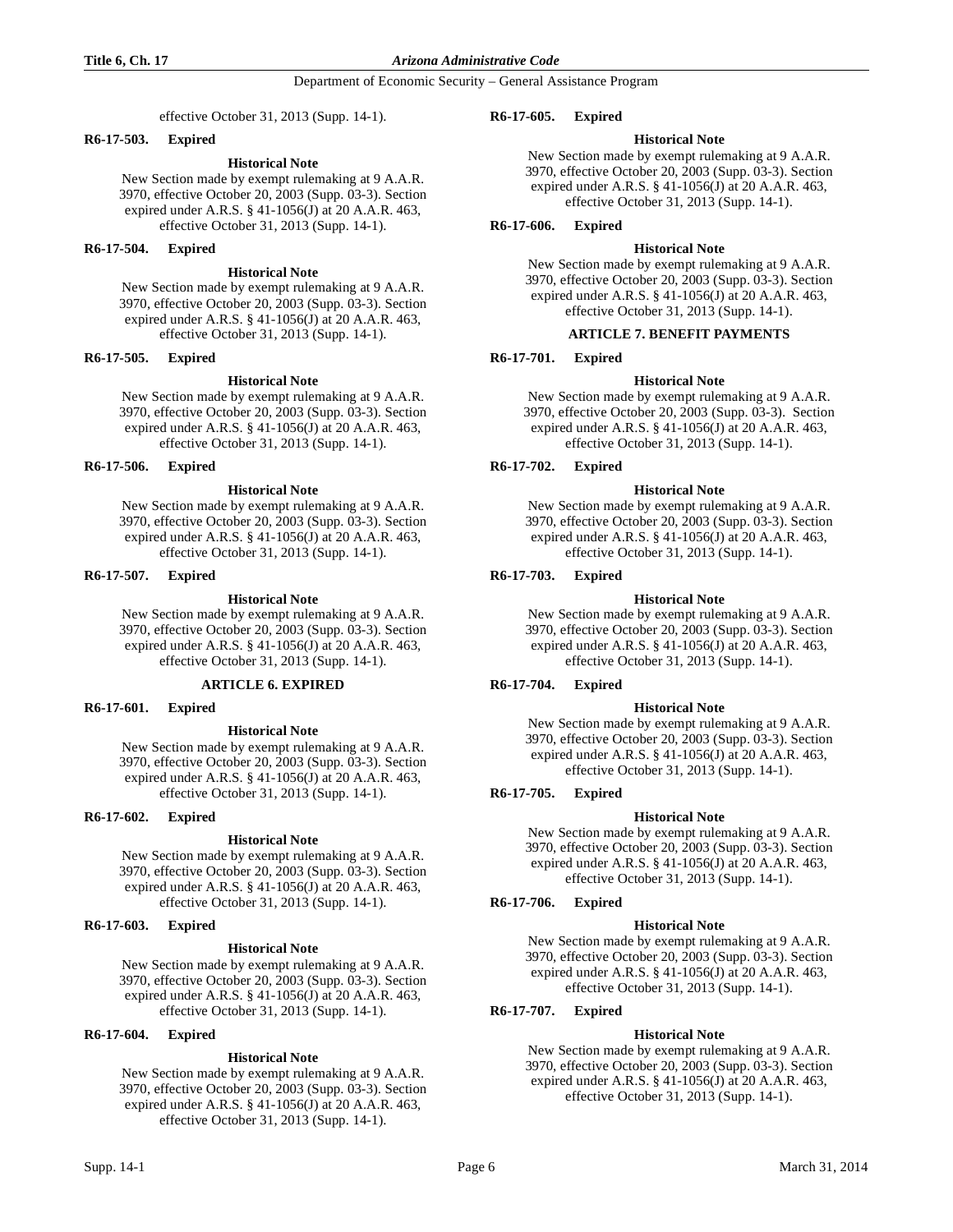effective October 31, 2013 (Supp. 14-1).

**R6-17-503. Expired**

**Historical Note**

New Section made by exempt rulemaking at 9 A.A.R. 3970, effective October 20, 2003 (Supp. 03-3). Section expired under A.R.S. § 41-1056(J) at 20 A.A.R. 463, effective October 31, 2013 (Supp. 14-1).

**R6-17-504. Expired**

**Historical Note**

New Section made by exempt rulemaking at 9 A.A.R. 3970, effective October 20, 2003 (Supp. 03-3). Section expired under A.R.S. § 41-1056(J) at 20 A.A.R. 463, effective October 31, 2013 (Supp. 14-1).

**R6-17-505. Expired**

**Historical Note**

New Section made by exempt rulemaking at 9 A.A.R. 3970, effective October 20, 2003 (Supp. 03-3). Section expired under A.R.S. § 41-1056(J) at 20 A.A.R. 463, effective October 31, 2013 (Supp. 14-1).

**R6-17-506. Expired**

**Historical Note**

New Section made by exempt rulemaking at 9 A.A.R. 3970, effective October 20, 2003 (Supp. 03-3). Section expired under A.R.S. § 41-1056(J) at 20 A.A.R. 463, effective October 31, 2013 (Supp. 14-1).

**R6-17-507. Expired**

**Historical Note**

New Section made by exempt rulemaking at 9 A.A.R. 3970, effective October 20, 2003 (Supp. 03-3). Section expired under A.R.S. § 41-1056(J) at 20 A.A.R. 463, effective October 31, 2013 (Supp. 14-1).

## ARTICLE 6. EXPIRED

**R6-17-601. Expired**

**Historical Note**

New Section made by exempt rulemaking at 9 A.A.R. 3970, effective October 20, 2003 (Supp. 03-3). Section expired under A.R.S. § 41-1056(J) at 20 A.A.R. 463, effective October 31, 2013 (Supp. 14-1).

**R6-17-602. Expired**

**Historical Note**

New Section made by exempt rulemaking at 9 A.A.R. 3970, effective October 20, 2003 (Supp. 03-3). Section expired under A.R.S. § 41-1056(J) at 20 A.A.R. 463, effective October 31, 2013 (Supp. 14-1).

**R6-17-603. Expired**

**Historical Note**

New Section made by exempt rulemaking at 9 A.A.R. 3970, effective October 20, 2003 (Supp. 03-3). Section expired under A.R.S. § 41-1056(J) at 20 A.A.R. 463, effective October 31, 2013 (Supp. 14-1).

**R6-17-604. Expired**

**Historical Note**

New Section made by exempt rulemaking at 9 A.A.R. 3970, effective October 20, 2003 (Supp. 03-3). Section expired under A.R.S. § 41-1056(J) at 20 A.A.R. 463, effective October 31, 2013 (Supp. 14-1).

**R6-17-605. Expired**

**Historical Note**

New Section made by exempt rulemaking at 9 A.A.R. 3970, effective October 20, 2003 (Supp. 03-3). Section expired under A.R.S. § 41-1056(J) at 20 A.A.R. 463, effective October 31, 2013 (Supp. 14-1).

**R6-17-606. Expired**

**Historical Note**

New Section made by exempt rulemaking at 9 A.A.R. 3970, effective October 20, 2003 (Supp. 03-3). Section expired under A.R.S. § 41-1056(J) at 20 A.A.R. 463, effective October 31, 2013 (Supp. 14-1).

## ARTICLE 7. BENEFIT PAYMENTS

**R6-17-701. Expired**

**Historical Note**

New Section made by exempt rulemaking at 9 A.A.R. 3970, effective October 20, 2003 (Supp. 03-3). Section expired under A.R.S. § 41-1056(J) at 20 A.A.R. 463, effective October 31, 2013 (Supp. 14-1).

**R6-17-702. Expired**

**Historical Note**

New Section made by exempt rulemaking at 9 A.A.R. 3970, effective October 20, 2003 (Supp. 03-3). Section expired under A.R.S. § 41-1056(J) at 20 A.A.R. 463, effective October 31, 2013 (Supp. 14-1).

**R6-17-703. Expired**

**Historical Note**

New Section made by exempt rulemaking at 9 A.A.R. 3970, effective October 20, 2003 (Supp. 03-3). Section expired under A.R.S. § 41-1056(J) at 20 A.A.R. 463, effective October 31, 2013 (Supp. 14-1).

**R6-17-704. Expired**

**Historical Note**

New Section made by exempt rulemaking at 9 A.A.R. 3970, effective October 20, 2003 (Supp. 03-3). Section expired under A.R.S. § 41-1056(J) at 20 A.A.R. 463, effective October 31, 2013 (Supp. 14-1).

**R6-17-705. Expired**

**Historical Note**

New Section made by exempt rulemaking at 9 A.A.R. 3970, effective October 20, 2003 (Supp. 03-3). Section expired under A.R.S. § 41-1056(J) at 20 A.A.R. 463, effective October 31, 2013 (Supp. 14-1).

**R6-17-706. Expired**

**Historical Note**

New Section made by exempt rulemaking at 9 A.A.R. 3970, effective October 20, 2003 (Supp. 03-3). Section expired under A.R.S. § 41-1056(J) at 20 A.A.R. 463, effective October 31, 2013 (Supp. 14-1).

**R6-17-707. Expired**

**Historical Note**

New Section made by exempt rulemaking at 9 A.A.R. 3970, effective October 20, 2003 (Supp. 03-3). Section expired under A.R.S. § 41-1056(J) at 20 A.A.R. 463, effective October 31, 2013 (Supp. 14-1).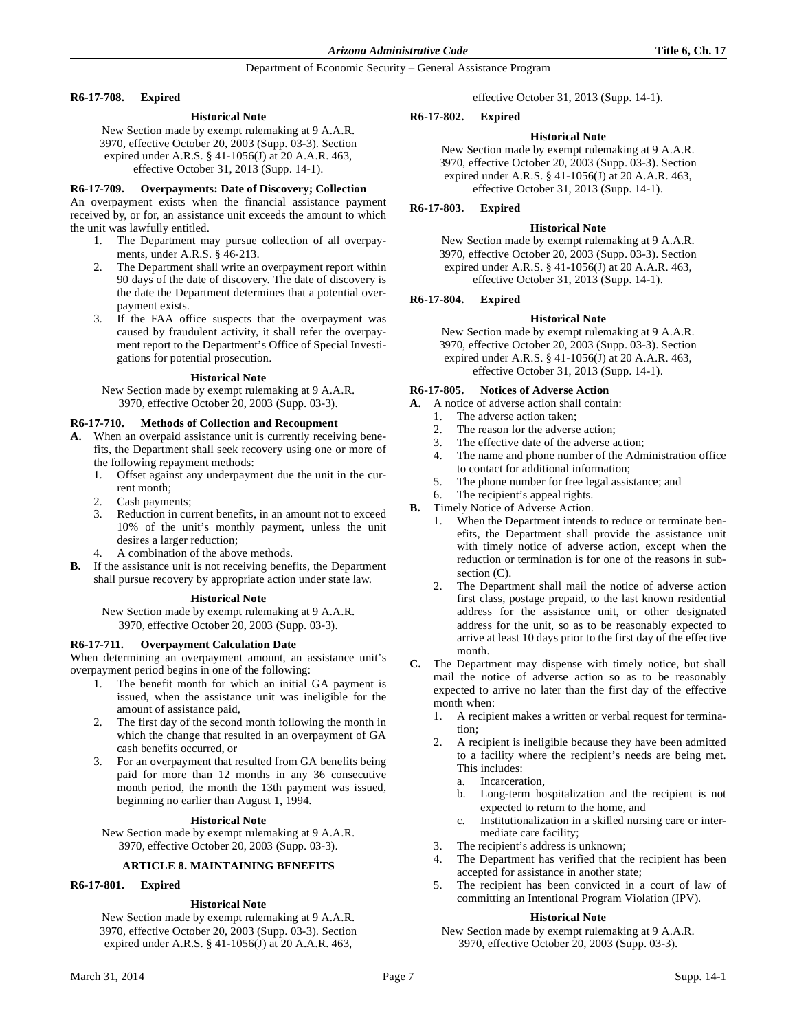**R6-17-708. Expired**

**Historical Note**

New Section made by exempt rulemaking at 9 A.A.R. 3970, effective October 20, 2003 (Supp. 03-3). Section expired under A.R.S. § 41-1056(J) at 20 A.A.R. 463, effective October 31, 2013 (Supp. 14-1).

**R6-17-709. Overpayments: Date of Discovery; Collection**

An overpayment exists when the financial assistance payment received by, or for, an assistance unit exceeds the amount to which the unit was lawfully entitled.

1. The Department may pursue collection of all overpayments, under A.R.S. § 46-213.
2. The Department shall write an overpayment report within 90 days of the date of discovery. The date of discovery is the date the Department determines that a potential overpayment exists.
3. If the FAA office suspects that the overpayment was caused by fraudulent activity, it shall refer the overpayment report to the Department's Office of Special Investigations for potential prosecution.

**Historical Note**

New Section made by exempt rulemaking at 9 A.A.R. 3970, effective October 20, 2003 (Supp. 03-3).

**R6-17-710. Methods of Collection and Recoupment**

**A.** When an overpaid assistance unit is currently receiving benefits, the Department shall seek recovery using one or more of the following repayment methods:
   1. Offset against any underpayment due the unit in the current month;
   2. Cash payments;
   3. Reduction in current benefits, in an amount not to exceed 10% of the unit's monthly payment, unless the unit desires a larger reduction;
   4. A combination of the above methods.

**B.** If the assistance unit is not receiving benefits, the Department shall pursue recovery by appropriate action under state law.

**Historical Note**

New Section made by exempt rulemaking at 9 A.A.R. 3970, effective October 20, 2003 (Supp. 03-3).

**R6-17-711. Overpayment Calculation Date**

When determining an overpayment amount, an assistance unit's overpayment period begins in one of the following:

1. The benefit month for which an initial GA payment is issued, when the assistance unit was ineligible for the amount of assistance paid,
2. The first day of the second month following the month in which the change that resulted in an overpayment of GA cash benefits occurred, or
3. For an overpayment that resulted from GA benefits being paid for more than 12 months in any 36 consecutive month period, the month the 13th payment was issued, beginning no earlier than August 1, 1994.

**Historical Note**

New Section made by exempt rulemaking at 9 A.A.R. 3970, effective October 20, 2003 (Supp. 03-3).

## ARTICLE 8. MAINTAINING BENEFITS

**R6-17-801. Expired**

**Historical Note**

New Section made by exempt rulemaking at 9 A.A.R. 3970, effective October 20, 2003 (Supp. 03-3). Section expired under A.R.S. § 41-1056(J) at 20 A.A.R. 463, effective October 31, 2013 (Supp. 14-1).

**R6-17-802. Expired**

**Historical Note**

New Section made by exempt rulemaking at 9 A.A.R. 3970, effective October 20, 2003 (Supp. 03-3). Section expired under A.R.S. § 41-1056(J) at 20 A.A.R. 463, effective October 31, 2013 (Supp. 14-1).

**R6-17-803. Expired**

**Historical Note**

New Section made by exempt rulemaking at 9 A.A.R. 3970, effective October 20, 2003 (Supp. 03-3). Section expired under A.R.S. § 41-1056(J) at 20 A.A.R. 463, effective October 31, 2013 (Supp. 14-1).

**R6-17-804. Expired**

**Historical Note**

New Section made by exempt rulemaking at 9 A.A.R. 3970, effective October 20, 2003 (Supp. 03-3). Section expired under A.R.S. § 41-1056(J) at 20 A.A.R. 463, effective October 31, 2013 (Supp. 14-1).

**R6-17-805. Notices of Adverse Action**

**A.** A notice of adverse action shall contain:
   1. The adverse action taken;
   2. The reason for the adverse action;
   3. The effective date of the adverse action;
   4. The name and phone number of the Administration office to contact for additional information;
   5. The phone number for free legal assistance; and
   6. The recipient's appeal rights.

**B.** Timely Notice of Adverse Action.
   1. When the Department intends to reduce or terminate benefits, the Department shall provide the assistance unit with timely notice of adverse action, except when the reduction or termination is for one of the reasons in subsection (C).
   2. The Department shall mail the notice of adverse action first class, postage prepaid, to the last known residential address for the assistance unit, or other designated address for the unit, so as to be reasonably expected to arrive at least 10 days prior to the first day of the effective month.

**C.** The Department may dispense with timely notice, but shall mail the notice of adverse action so as to be reasonably expected to arrive no later than the first day of the effective month when:
   1. A recipient makes a written or verbal request for termination;
   2. A recipient is ineligible because they have been admitted to a facility where the recipient's needs are being met. This includes:
      a. Incarceration,
      b. Long-term hospitalization and the recipient is not expected to return to the home, and
      c. Institutionalization in a skilled nursing care or intermediate care facility;
   3. The recipient's address is unknown;
   4. The Department has verified that the recipient has been accepted for assistance in another state;
   5. The recipient has been convicted in a court of law of committing an Intentional Program Violation (IPV).

**Historical Note**

New Section made by exempt rulemaking at 9 A.A.R. 3970, effective October 20, 2003 (Supp. 03-3).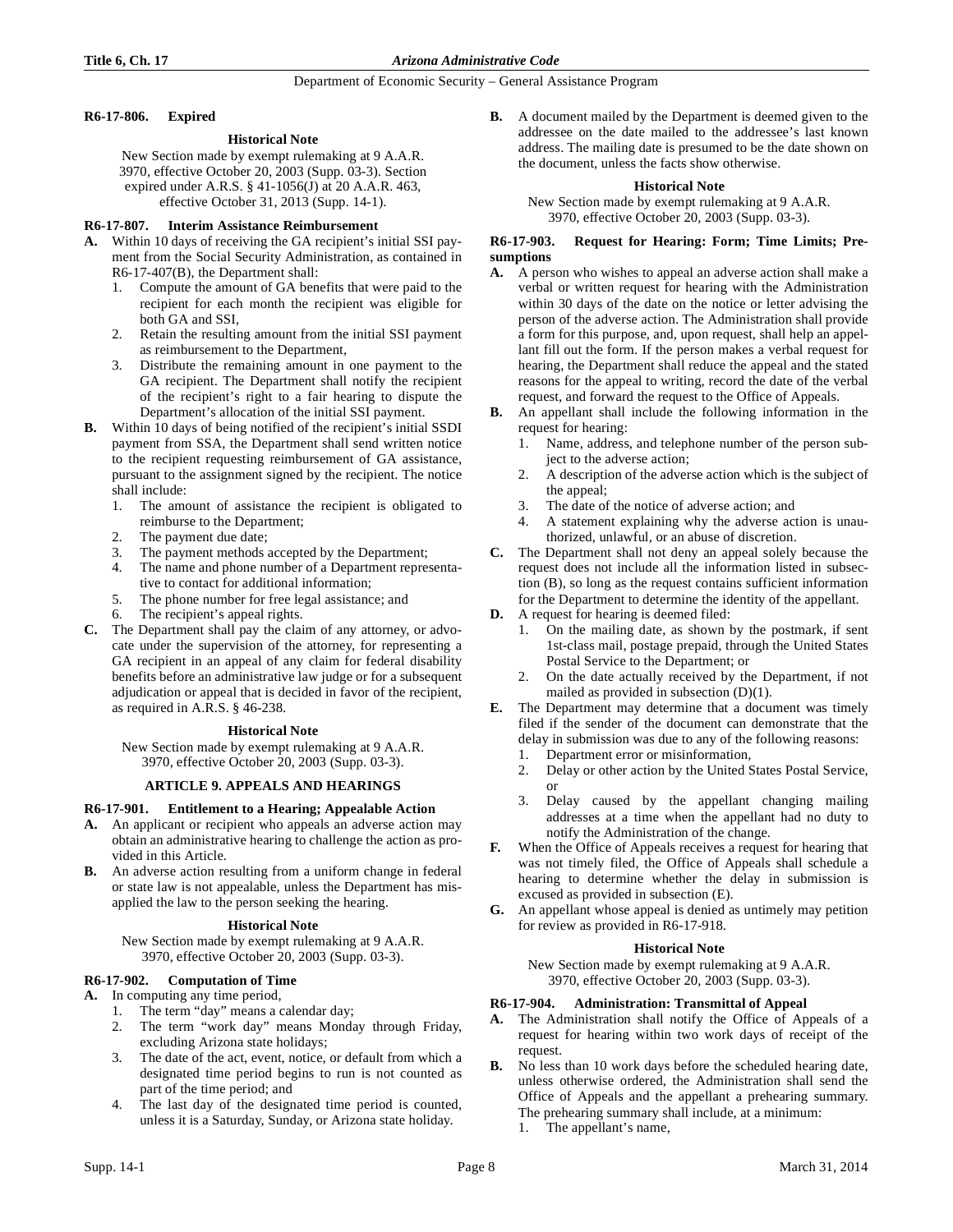#### R6-17-806. Expired

**Historical Note**

New Section made by exempt rulemaking at 9 A.A.R. 3970, effective October 20, 2003 (Supp. 03-3). Section expired under A.R.S. § 41-1056(J) at 20 A.A.R. 463, effective October 31, 2013 (Supp. 14-1).

#### R6-17-807. Interim Assistance Reimbursement

**A.** Within 10 days of receiving the GA recipient's initial SSI payment from the Social Security Administration, as contained in R6-17-407(B), the Department shall:
   1. Compute the amount of GA benefits that were paid to the recipient for each month the recipient was eligible for both GA and SSI,
   2. Retain the resulting amount from the initial SSI payment as reimbursement to the Department,
   3. Distribute the remaining amount in one payment to the GA recipient. The Department shall notify the recipient of the recipient's right to a fair hearing to dispute the Department's allocation of the initial SSI payment.

**B.** Within 10 days of being notified of the recipient's initial SSDI payment from SSA, the Department shall send written notice to the recipient requesting reimbursement of GA assistance, pursuant to the assignment signed by the recipient. The notice shall include:
   1. The amount of assistance the recipient is obligated to reimburse to the Department;
   2. The payment due date;
   3. The payment methods accepted by the Department;
   4. The name and phone number of a Department representative to contact for additional information;
   5. The phone number for free legal assistance; and
   6. The recipient's appeal rights.

**C.** The Department shall pay the claim of any attorney, or advocate under the supervision of the attorney, for representing a GA recipient in an appeal of any claim for federal disability benefits before an administrative law judge or for a subsequent adjudication or appeal that is decided in favor of the recipient, as required in A.R.S. § 46-238.

**Historical Note**

New Section made by exempt rulemaking at 9 A.A.R. 3970, effective October 20, 2003 (Supp. 03-3).

### ARTICLE 9. APPEALS AND HEARINGS

#### R6-17-901. Entitlement to a Hearing; Appealable Action

**A.** An applicant or recipient who appeals an adverse action may obtain an administrative hearing to challenge the action as provided in this Article.

**B.** An adverse action resulting from a uniform change in federal or state law is not appealable, unless the Department has misapplied the law to the person seeking the hearing.

**Historical Note**

New Section made by exempt rulemaking at 9 A.A.R. 3970, effective October 20, 2003 (Supp. 03-3).

#### R6-17-902. Computation of Time

**A.** In computing any time period,
   1. The term "day" means a calendar day;
   2. The term "work day" means Monday through Friday, excluding Arizona state holidays;
   3. The date of the act, event, notice, or default from which a designated time period begins to run is not counted as part of the time period; and
   4. The last day of the designated time period is counted, unless it is a Saturday, Sunday, or Arizona state holiday.

**B.** A document mailed by the Department is deemed given to the addressee on the date mailed to the addressee's last known address. The mailing date is presumed to be the date shown on the document, unless the facts show otherwise.

**Historical Note**

New Section made by exempt rulemaking at 9 A.A.R. 3970, effective October 20, 2003 (Supp. 03-3).

#### R6-17-903. Request for Hearing: Form; Time Limits; Presumptions

**A.** A person who wishes to appeal an adverse action shall make a verbal or written request for hearing with the Administration within 30 days of the date on the notice or letter advising the person of the adverse action. The Administration shall provide a form for this purpose, and, upon request, shall help an appellant fill out the form. If the person makes a verbal request for hearing, the Department shall reduce the appeal and the stated reasons for the appeal to writing, record the date of the verbal request, and forward the request to the Office of Appeals.

**B.** An appellant shall include the following information in the request for hearing:
   1. Name, address, and telephone number of the person subject to the adverse action;
   2. A description of the adverse action which is the subject of the appeal;
   3. The date of the notice of adverse action; and
   4. A statement explaining why the adverse action is unauthorized, unlawful, or an abuse of discretion.

**C.** The Department shall not deny an appeal solely because the request does not include all the information listed in subsection (B), so long as the request contains sufficient information for the Department to determine the identity of the appellant.

**D.** A request for hearing is deemed filed:
   1. On the mailing date, as shown by the postmark, if sent 1st-class mail, postage prepaid, through the United States Postal Service to the Department; or
   2. On the date actually received by the Department, if not mailed as provided in subsection (D)(1).

**E.** The Department may determine that a document was timely filed if the sender of the document can demonstrate that the delay in submission was due to any of the following reasons:
   1. Department error or misinformation,
   2. Delay or other action by the United States Postal Service, or
   3. Delay caused by the appellant changing mailing addresses at a time when the appellant had no duty to notify the Administration of the change.

**F.** When the Office of Appeals receives a request for hearing that was not timely filed, the Office of Appeals shall schedule a hearing to determine whether the delay in submission is excused as provided in subsection (E).

**G.** An appellant whose appeal is denied as untimely may petition for review as provided in R6-17-918.

**Historical Note**

New Section made by exempt rulemaking at 9 A.A.R. 3970, effective October 20, 2003 (Supp. 03-3).

#### R6-17-904. Administration: Transmittal of Appeal

**A.** The Administration shall notify the Office of Appeals of a request for hearing within two work days of receipt of the request.

**B.** No less than 10 work days before the scheduled hearing date, unless otherwise ordered, the Administration shall send the Office of Appeals and the appellant a prehearing summary. The prehearing summary shall include, at a minimum:
   1. The appellant's name,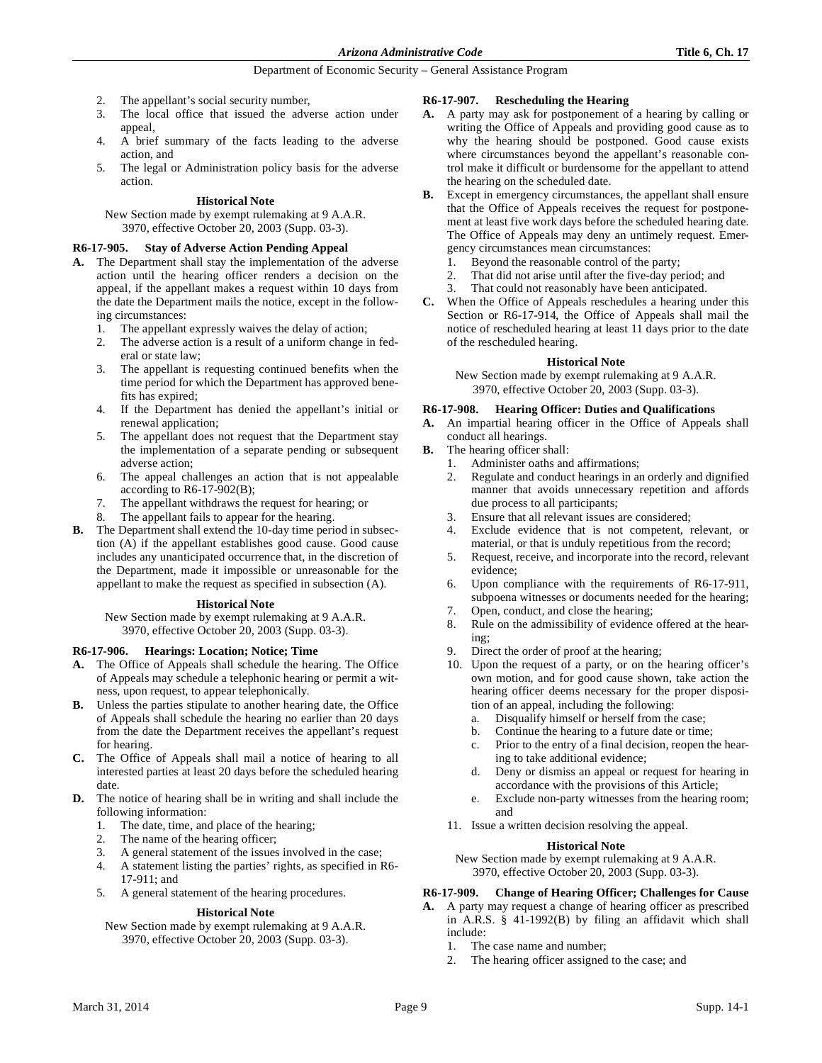2. The appellant's social security number,
3. The local office that issued the adverse action under appeal,
4. A brief summary of the facts leading to the adverse action, and
5. The legal or Administration policy basis for the adverse action.

**Historical Note**

New Section made by exempt rulemaking at 9 A.A.R. 3970, effective October 20, 2003 (Supp. 03-3).

**R6-17-905. Stay of Adverse Action Pending Appeal**

**A.** The Department shall stay the implementation of the adverse action until the hearing officer renders a decision on the appeal, if the appellant makes a request within 10 days from the date the Department mails the notice, except in the following circumstances:

1. The appellant expressly waives the delay of action;
2. The adverse action is a result of a uniform change in federal or state law;
3. The appellant is requesting continued benefits when the time period for which the Department has approved benefits has expired;
4. If the Department has denied the appellant's initial or renewal application;
5. The appellant does not request that the Department stay the implementation of a separate pending or subsequent adverse action;
6. The appeal challenges an action that is not appealable according to R6-17-902(B);
7. The appellant withdraws the request for hearing; or
8. The appellant fails to appear for the hearing.

**B.** The Department shall extend the 10-day time period in subsection (A) if the appellant establishes good cause. Good cause includes any unanticipated occurrence that, in the discretion of the Department, made it impossible or unreasonable for the appellant to make the request as specified in subsection (A).

**Historical Note**

New Section made by exempt rulemaking at 9 A.A.R. 3970, effective October 20, 2003 (Supp. 03-3).

**R6-17-906. Hearings: Location; Notice; Time**

**A.** The Office of Appeals shall schedule the hearing. The Office of Appeals may schedule a telephonic hearing or permit a witness, upon request, to appear telephonically.

**B.** Unless the parties stipulate to another hearing date, the Office of Appeals shall schedule the hearing no earlier than 20 days from the date the Department receives the appellant's request for hearing.

**C.** The Office of Appeals shall mail a notice of hearing to all interested parties at least 20 days before the scheduled hearing date.

**D.** The notice of hearing shall be in writing and shall include the following information:

1. The date, time, and place of the hearing;
2. The name of the hearing officer;
3. A general statement of the issues involved in the case;
4. A statement listing the parties' rights, as specified in R6-17-911; and
5. A general statement of the hearing procedures.

**Historical Note**

New Section made by exempt rulemaking at 9 A.A.R. 3970, effective October 20, 2003 (Supp. 03-3).

**R6-17-907. Rescheduling the Hearing**

**A.** A party may ask for postponement of a hearing by calling or writing the Office of Appeals and providing good cause as to why the hearing should be postponed. Good cause exists where circumstances beyond the appellant's reasonable control make it difficult or burdensome for the appellant to attend the hearing on the scheduled date.

**B.** Except in emergency circumstances, the appellant shall ensure that the Office of Appeals receives the request for postponement at least five work days before the scheduled hearing date. The Office of Appeals may deny an untimely request. Emergency circumstances mean circumstances:

1. Beyond the reasonable control of the party;
2. That did not arise until after the five-day period; and
3. That could not reasonably have been anticipated.

**C.** When the Office of Appeals reschedules a hearing under this Section or R6-17-914, the Office of Appeals shall mail the notice of rescheduled hearing at least 11 days prior to the date of the rescheduled hearing.

**Historical Note**

New Section made by exempt rulemaking at 9 A.A.R. 3970, effective October 20, 2003 (Supp. 03-3).

**R6-17-908. Hearing Officer: Duties and Qualifications**

**A.** An impartial hearing officer in the Office of Appeals shall conduct all hearings.

**B.** The hearing officer shall:

1. Administer oaths and affirmations;
2. Regulate and conduct hearings in an orderly and dignified manner that avoids unnecessary repetition and affords due process to all participants;
3. Ensure that all relevant issues are considered;
4. Exclude evidence that is not competent, relevant, or material, or that is unduly repetitious from the record;
5. Request, receive, and incorporate into the record, relevant evidence;
6. Upon compliance with the requirements of R6-17-911, subpoena witnesses or documents needed for the hearing;
7. Open, conduct, and close the hearing;
8. Rule on the admissibility of evidence offered at the hearing;
9. Direct the order of proof at the hearing;
10. Upon the request of a party, or on the hearing officer's own motion, and for good cause shown, take action the hearing officer deems necessary for the proper disposition of an appeal, including the following:
    a. Disqualify himself or herself from the case;
    b. Continue the hearing to a future date or time;
    c. Prior to the entry of a final decision, reopen the hearing to take additional evidence;
    d. Deny or dismiss an appeal or request for hearing in accordance with the provisions of this Article;
    e. Exclude non-party witnesses from the hearing room; and
11. Issue a written decision resolving the appeal.

**Historical Note**

New Section made by exempt rulemaking at 9 A.A.R. 3970, effective October 20, 2003 (Supp. 03-3).

**R6-17-909. Change of Hearing Officer; Challenges for Cause**

**A.** A party may request a change of hearing officer as prescribed in A.R.S. § 41-1992(B) by filing an affidavit which shall include:

1. The case name and number;
2. The hearing officer assigned to the case; and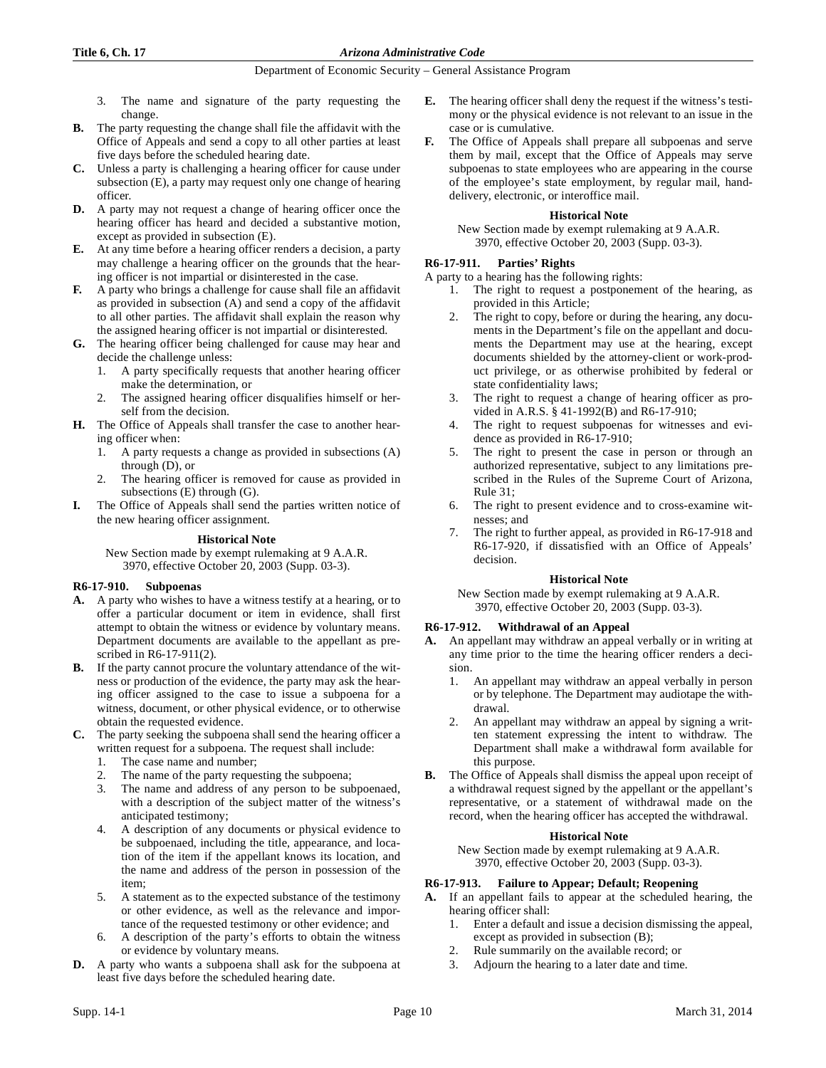3. The name and signature of the party requesting the change.

**B.** The party requesting the change shall file the affidavit with the Office of Appeals and send a copy to all other parties at least five days before the scheduled hearing date.

**C.** Unless a party is challenging a hearing officer for cause under subsection (E), a party may request only one change of hearing officer.

**D.** A party may not request a change of hearing officer once the hearing officer has heard and decided a substantive motion, except as provided in subsection (E).

**E.** At any time before a hearing officer renders a decision, a party may challenge a hearing officer on the grounds that the hearing officer is not impartial or disinterested in the case.

**F.** A party who brings a challenge for cause shall file an affidavit as provided in subsection (A) and send a copy of the affidavit to all other parties. The affidavit shall explain the reason why the assigned hearing officer is not impartial or disinterested.

**G.** The hearing officer being challenged for cause may hear and decide the challenge unless:

1. A party specifically requests that another hearing officer make the determination, or
2. The assigned hearing officer disqualifies himself or herself from the decision.

**H.** The Office of Appeals shall transfer the case to another hearing officer when:

1. A party requests a change as provided in subsections (A) through (D), or
2. The hearing officer is removed for cause as provided in subsections (E) through (G).

**I.** The Office of Appeals shall send the parties written notice of the new hearing officer assignment.

**Historical Note**

New Section made by exempt rulemaking at 9 A.A.R. 3970, effective October 20, 2003 (Supp. 03-3).

### R6-17-910. Subpoenas

**A.** A party who wishes to have a witness testify at a hearing, or to offer a particular document or item in evidence, shall first attempt to obtain the witness or evidence by voluntary means. Department documents are available to the appellant as prescribed in R6-17-911(2).

**B.** If the party cannot procure the voluntary attendance of the witness or production of the evidence, the party may ask the hearing officer assigned to the case to issue a subpoena for a witness, document, or other physical evidence, or to otherwise obtain the requested evidence.

**C.** The party seeking the subpoena shall send the hearing officer a written request for a subpoena. The request shall include:

1. The case name and number;
2. The name of the party requesting the subpoena;
3. The name and address of any person to be subpoenaed, with a description of the subject matter of the witness's anticipated testimony;
4. A description of any documents or physical evidence to be subpoenaed, including the title, appearance, and location of the item if the appellant knows its location, and the name and address of the person in possession of the item;
5. A statement as to the expected substance of the testimony or other evidence, as well as the relevance and importance of the requested testimony or other evidence; and
6. A description of the party's efforts to obtain the witness or evidence by voluntary means.

**D.** A party who wants a subpoena shall ask for the subpoena at least five days before the scheduled hearing date.

**E.** The hearing officer shall deny the request if the witness's testimony or the physical evidence is not relevant to an issue in the case or is cumulative.

**F.** The Office of Appeals shall prepare all subpoenas and serve them by mail, except that the Office of Appeals may serve subpoenas to state employees who are appearing in the course of the employee's state employment, by regular mail, hand-delivery, electronic, or interoffice mail.

**Historical Note**

New Section made by exempt rulemaking at 9 A.A.R. 3970, effective October 20, 2003 (Supp. 03-3).

### R6-17-911. Parties' Rights

A party to a hearing has the following rights:

1. The right to request a postponement of the hearing, as provided in this Article;
2. The right to copy, before or during the hearing, any documents in the Department's file on the appellant and documents the Department may use at the hearing, except documents shielded by the attorney-client or work-product privilege, or as otherwise prohibited by federal or state confidentiality laws;
3. The right to request a change of hearing officer as provided in A.R.S. § 41-1992(B) and R6-17-910;
4. The right to request subpoenas for witnesses and evidence as provided in R6-17-910;
5. The right to present the case in person or through an authorized representative, subject to any limitations prescribed in the Rules of the Supreme Court of Arizona, Rule 31;
6. The right to present evidence and to cross-examine witnesses; and
7. The right to further appeal, as provided in R6-17-918 and R6-17-920, if dissatisfied with an Office of Appeals' decision.

**Historical Note**

New Section made by exempt rulemaking at 9 A.A.R. 3970, effective October 20, 2003 (Supp. 03-3).

### R6-17-912. Withdrawal of an Appeal

**A.** An appellant may withdraw an appeal verbally or in writing at any time prior to the time the hearing officer renders a decision.

1. An appellant may withdraw an appeal verbally in person or by telephone. The Department may audiotape the withdrawal.
2. An appellant may withdraw an appeal by signing a written statement expressing the intent to withdraw. The Department shall make a withdrawal form available for this purpose.

**B.** The Office of Appeals shall dismiss the appeal upon receipt of a withdrawal request signed by the appellant or the appellant's representative, or a statement of withdrawal made on the record, when the hearing officer has accepted the withdrawal.

**Historical Note**

New Section made by exempt rulemaking at 9 A.A.R. 3970, effective October 20, 2003 (Supp. 03-3).

### R6-17-913. Failure to Appear; Default; Reopening

**A.** If an appellant fails to appear at the scheduled hearing, the hearing officer shall:

1. Enter a default and issue a decision dismissing the appeal, except as provided in subsection (B);
2. Rule summarily on the available record; or
3. Adjourn the hearing to a later date and time.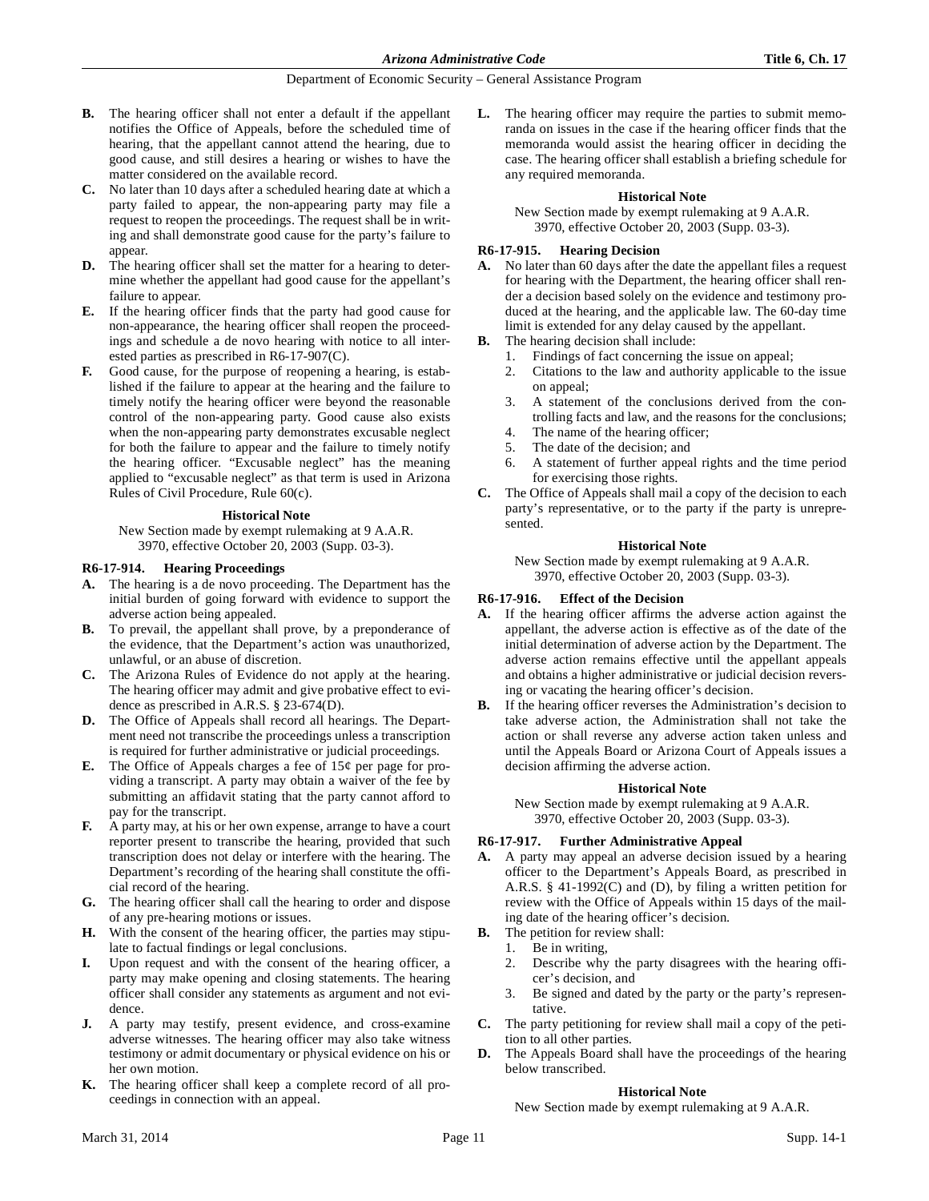**B.** The hearing officer shall not enter a default if the appellant notifies the Office of Appeals, before the scheduled time of hearing, that the appellant cannot attend the hearing, due to good cause, and still desires a hearing or wishes to have the matter considered on the available record.

**C.** No later than 10 days after a scheduled hearing date at which a party failed to appear, the non-appearing party may file a request to reopen the proceedings. The request shall be in writing and shall demonstrate good cause for the party's failure to appear.

**D.** The hearing officer shall set the matter for a hearing to determine whether the appellant had good cause for the appellant's failure to appear.

**E.** If the hearing officer finds that the party had good cause for non-appearance, the hearing officer shall reopen the proceedings and schedule a de novo hearing with notice to all interested parties as prescribed in R6-17-907(C).

**F.** Good cause, for the purpose of reopening a hearing, is established if the failure to appear at the hearing and the failure to timely notify the hearing officer were beyond the reasonable control of the non-appearing party. Good cause also exists when the non-appearing party demonstrates excusable neglect for both the failure to appear and the failure to timely notify the hearing officer. "Excusable neglect" has the meaning applied to "excusable neglect" as that term is used in Arizona Rules of Civil Procedure, Rule 60(c).

**Historical Note**

New Section made by exempt rulemaking at 9 A.A.R. 3970, effective October 20, 2003 (Supp. 03-3).

### R6-17-914. Hearing Proceedings

**A.** The hearing is a de novo proceeding. The Department has the initial burden of going forward with evidence to support the adverse action being appealed.

**B.** To prevail, the appellant shall prove, by a preponderance of the evidence, that the Department's action was unauthorized, unlawful, or an abuse of discretion.

**C.** The Arizona Rules of Evidence do not apply at the hearing. The hearing officer may admit and give probative effect to evidence as prescribed in A.R.S. § 23-674(D).

**D.** The Office of Appeals shall record all hearings. The Department need not transcribe the proceedings unless a transcription is required for further administrative or judicial proceedings.

**E.** The Office of Appeals charges a fee of 15¢ per page for providing a transcript. A party may obtain a waiver of the fee by submitting an affidavit stating that the party cannot afford to pay for the transcript.

**F.** A party may, at his or her own expense, arrange to have a court reporter present to transcribe the hearing, provided that such transcription does not delay or interfere with the hearing. The Department's recording of the hearing shall constitute the official record of the hearing.

**G.** The hearing officer shall call the hearing to order and dispose of any pre-hearing motions or issues.

**H.** With the consent of the hearing officer, the parties may stipulate to factual findings or legal conclusions.

**I.** Upon request and with the consent of the hearing officer, a party may make opening and closing statements. The hearing officer shall consider any statements as argument and not evidence.

**J.** A party may testify, present evidence, and cross-examine adverse witnesses. The hearing officer may also take witness testimony or admit documentary or physical evidence on his or her own motion.

**K.** The hearing officer shall keep a complete record of all proceedings in connection with an appeal.

**L.** The hearing officer may require the parties to submit memoranda on issues in the case if the hearing officer finds that the memoranda would assist the hearing officer in deciding the case. The hearing officer shall establish a briefing schedule for any required memoranda.

**Historical Note**

New Section made by exempt rulemaking at 9 A.A.R. 3970, effective October 20, 2003 (Supp. 03-3).

### R6-17-915. Hearing Decision

**A.** No later than 60 days after the date the appellant files a request for hearing with the Department, the hearing officer shall render a decision based solely on the evidence and testimony produced at the hearing, and the applicable law. The 60-day time limit is extended for any delay caused by the appellant.

**B.** The hearing decision shall include:

1. Findings of fact concerning the issue on appeal;
2. Citations to the law and authority applicable to the issue on appeal;
3. A statement of the conclusions derived from the controlling facts and law, and the reasons for the conclusions;
4. The name of the hearing officer;
5. The date of the decision; and
6. A statement of further appeal rights and the time period for exercising those rights.

**C.** The Office of Appeals shall mail a copy of the decision to each party's representative, or to the party if the party is unrepresented.

**Historical Note**

New Section made by exempt rulemaking at 9 A.A.R. 3970, effective October 20, 2003 (Supp. 03-3).

### R6-17-916. Effect of the Decision

**A.** If the hearing officer affirms the adverse action against the appellant, the adverse action is effective as of the date of the initial determination of adverse action by the Department. The adverse action remains effective until the appellant appeals and obtains a higher administrative or judicial decision reversing or vacating the hearing officer's decision.

**B.** If the hearing officer reverses the Administration's decision to take adverse action, the Administration shall not take the action or shall reverse any adverse action taken unless and until the Appeals Board or Arizona Court of Appeals issues a decision affirming the adverse action.

**Historical Note**

New Section made by exempt rulemaking at 9 A.A.R. 3970, effective October 20, 2003 (Supp. 03-3).

### R6-17-917. Further Administrative Appeal

**A.** A party may appeal an adverse decision issued by a hearing officer to the Department's Appeals Board, as prescribed in A.R.S. § 41-1992(C) and (D), by filing a written petition for review with the Office of Appeals within 15 days of the mailing date of the hearing officer's decision.

**B.** The petition for review shall:

1. Be in writing,
2. Describe why the party disagrees with the hearing officer's decision, and
3. Be signed and dated by the party or the party's representative.

**C.** The party petitioning for review shall mail a copy of the petition to all other parties.

**D.** The Appeals Board shall have the proceedings of the hearing below transcribed.

**Historical Note**

New Section made by exempt rulemaking at 9 A.A.R.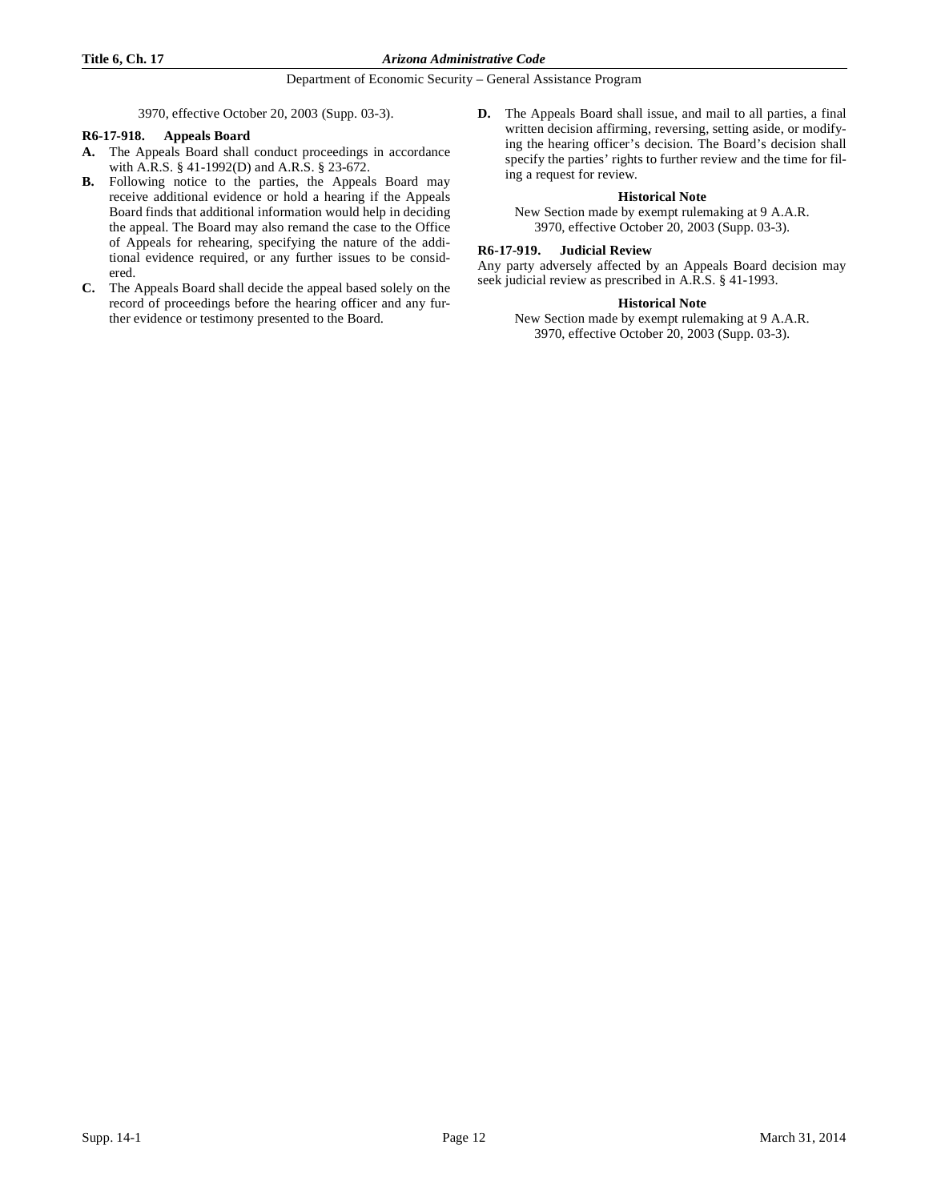3970, effective October 20, 2003 (Supp. 03-3).

**R6-17-918. Appeals Board**

**A.** The Appeals Board shall conduct proceedings in accordance with A.R.S. § 41-1992(D) and A.R.S. § 23-672.

**B.** Following notice to the parties, the Appeals Board may receive additional evidence or hold a hearing if the Appeals Board finds that additional information would help in deciding the appeal. The Board may also remand the case to the Office of Appeals for rehearing, specifying the nature of the additional evidence required, or any further issues to be considered.

**C.** The Appeals Board shall decide the appeal based solely on the record of proceedings before the hearing officer and any further evidence or testimony presented to the Board.

**D.** The Appeals Board shall issue, and mail to all parties, a final written decision affirming, reversing, setting aside, or modifying the hearing officer's decision. The Board's decision shall specify the parties' rights to further review and the time for filing a request for review.

**Historical Note**

New Section made by exempt rulemaking at 9 A.A.R. 3970, effective October 20, 2003 (Supp. 03-3).

**R6-17-919. Judicial Review**

Any party adversely affected by an Appeals Board decision may seek judicial review as prescribed in A.R.S. § 41-1993.

**Historical Note**

New Section made by exempt rulemaking at 9 A.A.R. 3970, effective October 20, 2003 (Supp. 03-3).